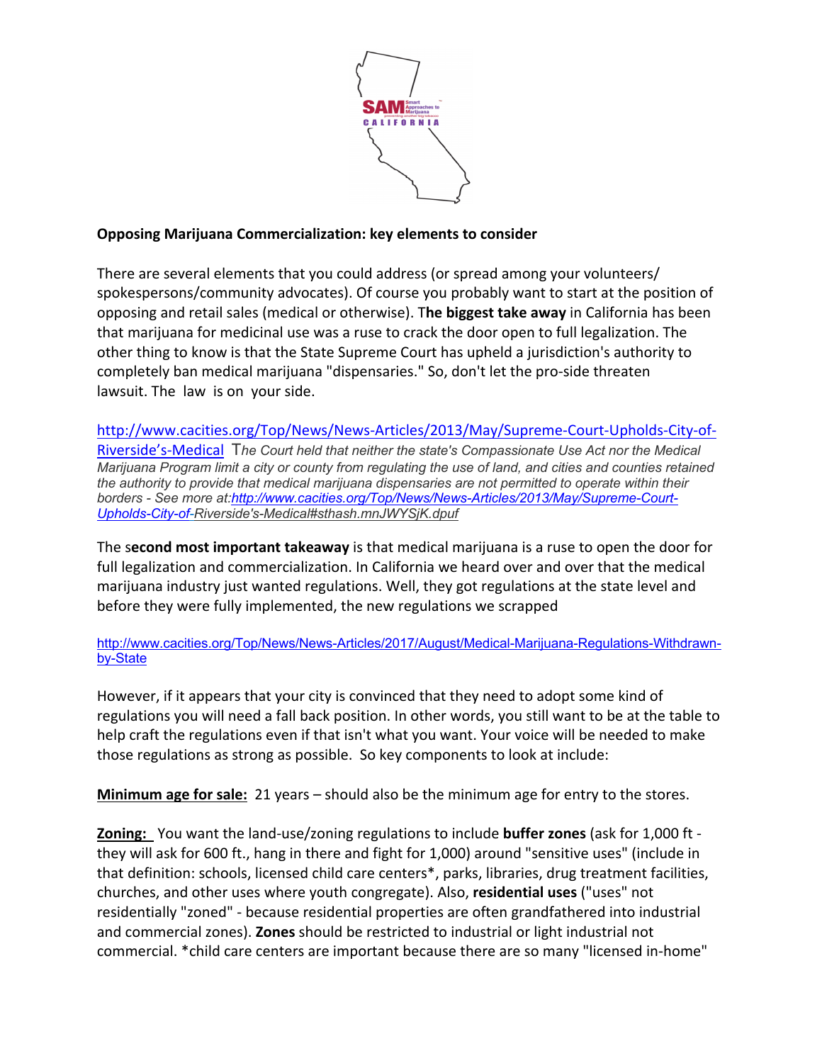**Opposing Marijuana Commercialization: key elements to consider**

There are several elements that you could address (or spread among your volunteers/ spokespersons/community advocates). Of course you probably want to start at the position of opposing and retail sales (medical or otherwise). T**he biggest take away** in California has been that marijuana for medicinal use was a ruse to crack the door open to full legalization. The other thing to know is that the State Supreme Court has upheld a jurisdiction's authority to completely ban medical marijuana "dispensaries." So, don't let the pro-side threaten lawsuit. The law is on your side.

http://www.cacities.org/Top/News/News-Articles/2013/May/Supreme-Court-Upholds-City-of-Riverside's-Medical T*he Court held that neither the state's Compassionate Use Act nor the Medical Marijuana Program limit a city or county from regulating the use of land, and cities and counties retained the authority to provide that medical marijuana dispensaries are not permitted to operate within their borders - See more at:http://www.cacities.org/Top/News/News-Articles/2013/May/Supreme-Court-Upholds-City-of-Riverside's-Medical#sthash.mnJWYSjK.dpuf*

The s**econd most important takeaway** is that medical marijuana is a ruse to open the door for full legalization and commercialization. In California we heard over and over that the medical marijuana industry just wanted regulations. Well, they got regulations at the state level and before they were fully implemented, the new regulations we scrapped

http://www.cacities.org/Top/News/News-Articles/2017/August/Medical-Marijuana-Regulations-Withdrawn-by-State

However, if it appears that your city is convinced that they need to adopt some kind of regulations you will need a fall back position. In other words, you still want to be at the table to help craft the regulations even if that isn't what you want. Your voice will be needed to make those regulations as strong as possible. So key components to look at include:

**Minimum age for sale:** 21 years – should also be the minimum age for entry to the stores.

**Zoning:** You want the land-use/zoning regulations to include **buffer zones** (ask for 1,000 ft - they will ask for 600 ft., hang in there and fight for 1,000) around "sensitive uses" (include in that definition: schools, licensed child care centers*, parks, libraries, drug treatment facilities, churches, and other uses where youth congregate). Also, **residential uses** ("uses" not residentially "zoned" - because residential properties are often grandfathered into industrial and commercial zones). **Zones** should be restricted to industrial or light industrial not commercial. *child care centers are important because there are so many "licensed in-home"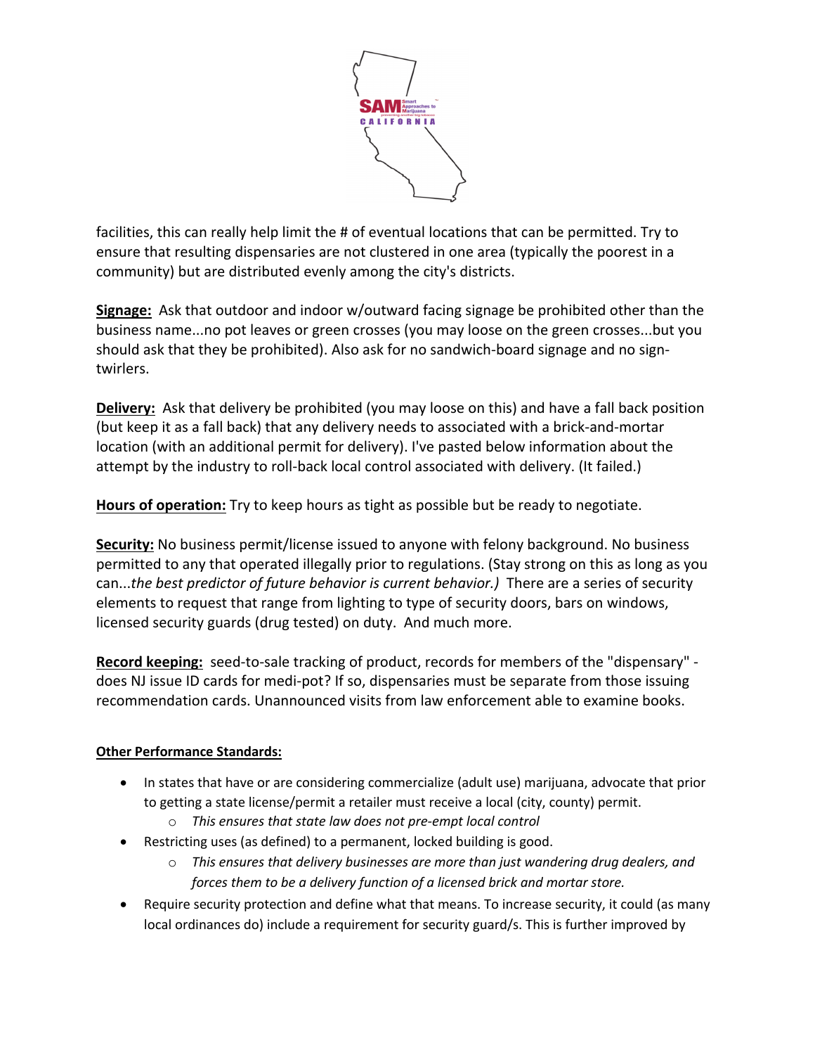facilities, this can really help limit the # of eventual locations that can be permitted. Try to ensure that resulting dispensaries are not clustered in one area (typically the poorest in a community) but are distributed evenly among the city's districts.

**Signage:** Ask that outdoor and indoor w/outward facing signage be prohibited other than the business name...no pot leaves or green crosses (you may loose on the green crosses...but you should ask that they be prohibited). Also ask for no sandwich-board signage and no sign-twirlers.

**Delivery:** Ask that delivery be prohibited (you may loose on this) and have a fall back position (but keep it as a fall back) that any delivery needs to associated with a brick-and-mortar location (with an additional permit for delivery). I've pasted below information about the attempt by the industry to roll-back local control associated with delivery. (It failed.)

**Hours of operation:** Try to keep hours as tight as possible but be ready to negotiate.

**Security:** No business permit/license issued to anyone with felony background. No business permitted to any that operated illegally prior to regulations. (Stay strong on this as long as you can...*the best predictor of future behavior is current behavior.)* There are a series of security elements to request that range from lighting to type of security doors, bars on windows, licensed security guards (drug tested) on duty. And much more.

**Record keeping:** seed-to-sale tracking of product, records for members of the "dispensary" - does NJ issue ID cards for medi-pot? If so, dispensaries must be separate from those issuing recommendation cards. Unannounced visits from law enforcement able to examine books.

**Other Performance Standards:**

- In states that have or are considering commercialize (adult use) marijuana, advocate that prior to getting a state license/permit a retailer must receive a local (city, county) permit.
    - *This ensures that state law does not pre-empt local control*
- Restricting uses (as defined) to a permanent, locked building is good.
    - *This ensures that delivery businesses are more than just wandering drug dealers, and forces them to be a delivery function of a licensed brick and mortar store.*
- Require security protection and define what that means. To increase security, it could (as many local ordinances do) include a requirement for security guard/s. This is further improved by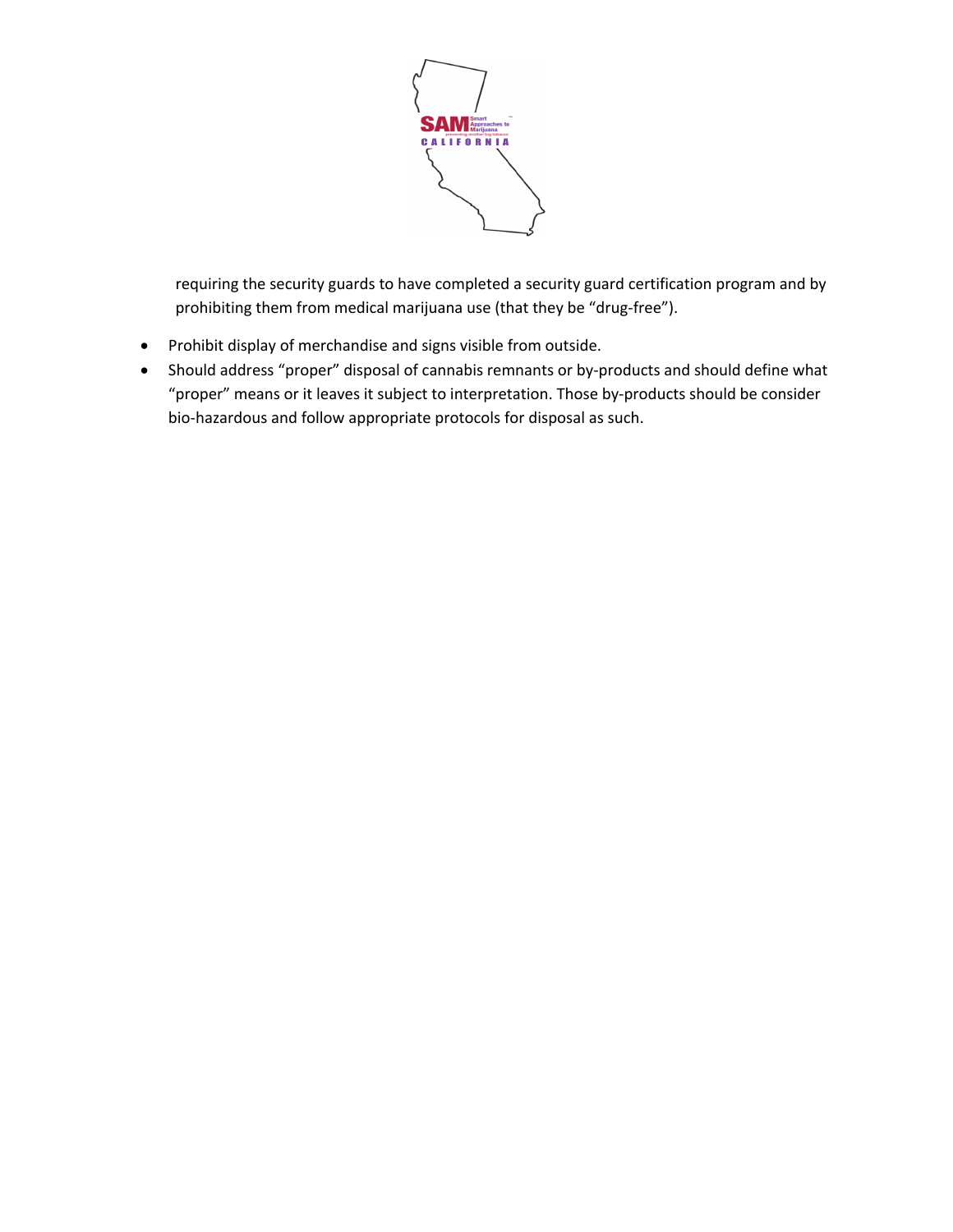requiring the security guards to have completed a security guard certification program and by prohibiting them from medical marijuana use (that they be "drug-free").

- Prohibit display of merchandise and signs visible from outside.
- Should address "proper" disposal of cannabis remnants or by-products and should define what "proper" means or it leaves it subject to interpretation. Those by-products should be consider bio-hazardous and follow appropriate protocols for disposal as such.